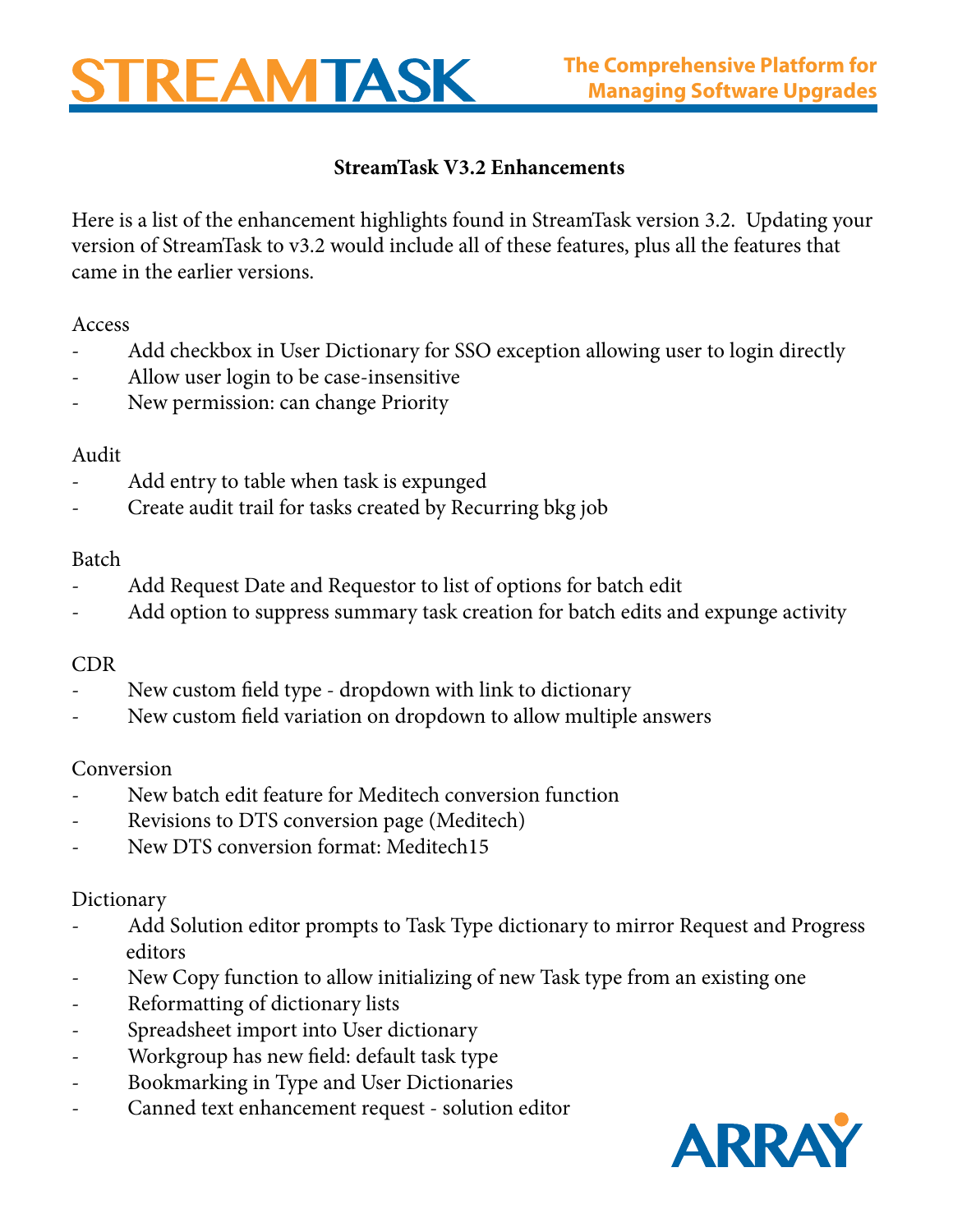# STREAMTASK

**The Comprehensive Platform for Managing Software Upgrades**

## StreamTask V3.2 Enhancements

Here is a list of the enhancement highlights found in StreamTask version 3.2. Updating your version of StreamTask to v3.2 would include all of these features, plus all the features that came in the earlier versions.

Access

- Add checkbox in User Dictionary for SSO exception allowing user to login directly
- Allow user login to be case-insensitive
- New permission: can change Priority

Audit

- Add entry to table when task is expunged
- Create audit trail for tasks created by Recurring bkg job

Batch

- Add Request Date and Requestor to list of options for batch edit
- Add option to suppress summary task creation for batch edits and expunge activity

CDR

- New custom field type - dropdown with link to dictionary
- New custom field variation on dropdown to allow multiple answers

Conversion

- New batch edit feature for Meditech conversion function
- Revisions to DTS conversion page (Meditech)
- New DTS conversion format: Meditech15

Dictionary

- Add Solution editor prompts to Task Type dictionary to mirror Request and Progress editors
- New Copy function to allow initializing of new Task type from an existing one
- Reformatting of dictionary lists
- Spreadsheet import into User dictionary
- Workgroup has new field: default task type
- Bookmarking in Type and User Dictionaries
- Canned text enhancement request - solution editor

ARRAY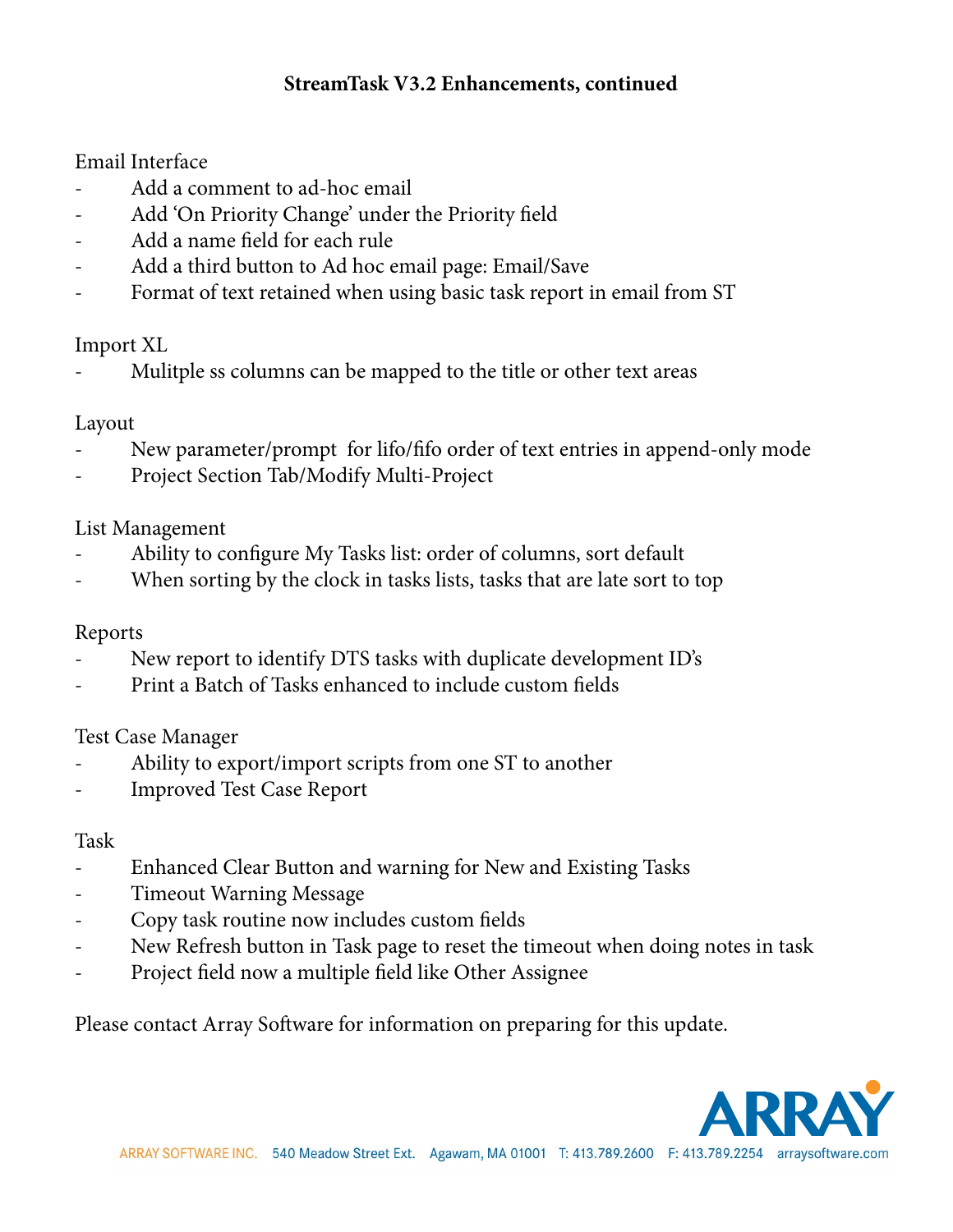**StreamTask V3.2 Enhancements, continued**

Email Interface

- Add a comment to ad-hoc email
- Add 'On Priority Change' under the Priority field
- Add a name field for each rule
- Add a third button to Ad hoc email page: Email/Save
- Format of text retained when using basic task report in email from ST

Import XL

- Mulitple ss columns can be mapped to the title or other text areas

Layout

- New parameter/prompt for lifo/fifo order of text entries in append-only mode
- Project Section Tab/Modify Multi-Project

List Management

- Ability to configure My Tasks list: order of columns, sort default
- When sorting by the clock in tasks lists, tasks that are late sort to top

Reports

- New report to identify DTS tasks with duplicate development ID's
- Print a Batch of Tasks enhanced to include custom fields

Test Case Manager

- Ability to export/import scripts from one ST to another
- Improved Test Case Report

Task

- Enhanced Clear Button and warning for New and Existing Tasks
- Timeout Warning Message
- Copy task routine now includes custom fields
- New Refresh button in Task page to reset the timeout when doing notes in task
- Project field now a multiple field like Other Assignee

Please contact Array Software for information on preparing for this update.

ARRAY

ARRAY SOFTWARE INC. 540 Meadow Street Ext. Agawam, MA 01001 T: 413.789.2600 F: 413.789.2254 arraysoftware.com